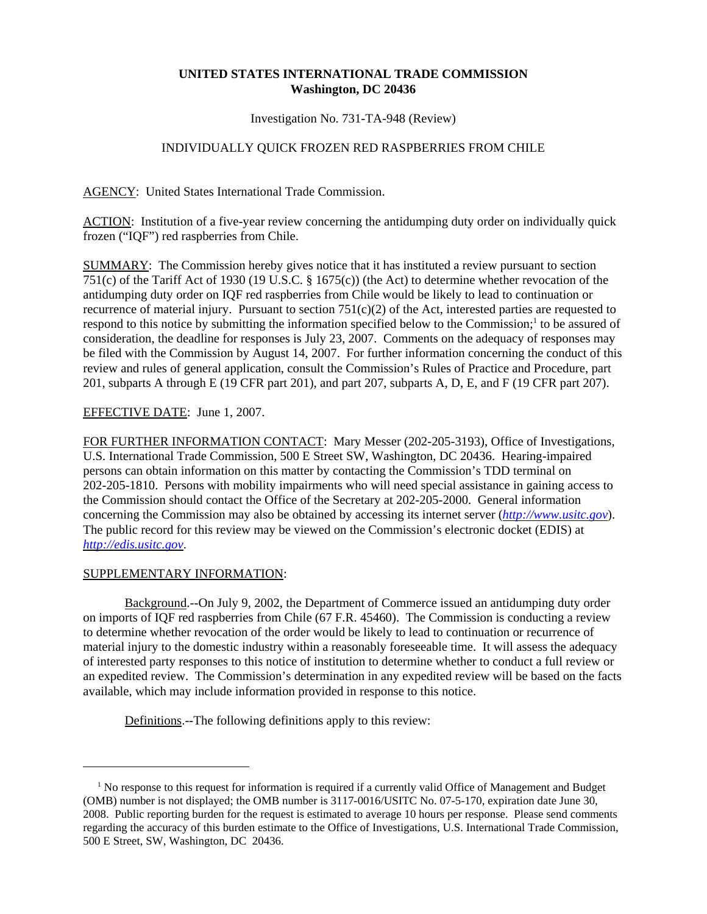**UNITED STATES INTERNATIONAL TRADE COMMISSION**
**Washington, DC 20436**

Investigation No. 731-TA-948 (Review)

INDIVIDUALLY QUICK FROZEN RED RASPBERRIES FROM CHILE

AGENCY: United States International Trade Commission.

ACTION: Institution of a five-year review concerning the antidumping duty order on individually quick frozen ("IQF") red raspberries from Chile.

SUMMARY: The Commission hereby gives notice that it has instituted a review pursuant to section 751(c) of the Tariff Act of 1930 (19 U.S.C. § 1675(c)) (the Act) to determine whether revocation of the antidumping duty order on IQF red raspberries from Chile would be likely to lead to continuation or recurrence of material injury. Pursuant to section 751(c)(2) of the Act, interested parties are requested to respond to this notice by submitting the information specified below to the Commission;[1] to be assured of consideration, the deadline for responses is July 23, 2007. Comments on the adequacy of responses may be filed with the Commission by August 14, 2007. For further information concerning the conduct of this review and rules of general application, consult the Commission's Rules of Practice and Procedure, part 201, subparts A through E (19 CFR part 201), and part 207, subparts A, D, E, and F (19 CFR part 207).

EFFECTIVE DATE: June 1, 2007.

FOR FURTHER INFORMATION CONTACT: Mary Messer (202-205-3193), Office of Investigations, U.S. International Trade Commission, 500 E Street SW, Washington, DC 20436. Hearing-impaired persons can obtain information on this matter by contacting the Commission's TDD terminal on 202-205-1810. Persons with mobility impairments who will need special assistance in gaining access to the Commission should contact the Office of the Secretary at 202-205-2000. General information concerning the Commission may also be obtained by accessing its internet server (*http://www.usitc.gov*). The public record for this review may be viewed on the Commission's electronic docket (EDIS) at *http://edis.usitc.gov*.

SUPPLEMENTARY INFORMATION:

Background.--On July 9, 2002, the Department of Commerce issued an antidumping duty order on imports of IQF red raspberries from Chile (67 F.R. 45460). The Commission is conducting a review to determine whether revocation of the order would be likely to lead to continuation or recurrence of material injury to the domestic industry within a reasonably foreseeable time. It will assess the adequacy of interested party responses to this notice of institution to determine whether to conduct a full review or an expedited review. The Commission's determination in any expedited review will be based on the facts available, which may include information provided in response to this notice.

Definitions.--The following definitions apply to this review:

[1] No response to this request for information is required if a currently valid Office of Management and Budget (OMB) number is not displayed; the OMB number is 3117-0016/USITC No. 07-5-170, expiration date June 30, 2008. Public reporting burden for the request is estimated to average 10 hours per response. Please send comments regarding the accuracy of this burden estimate to the Office of Investigations, U.S. International Trade Commission, 500 E Street, SW, Washington, DC 20436.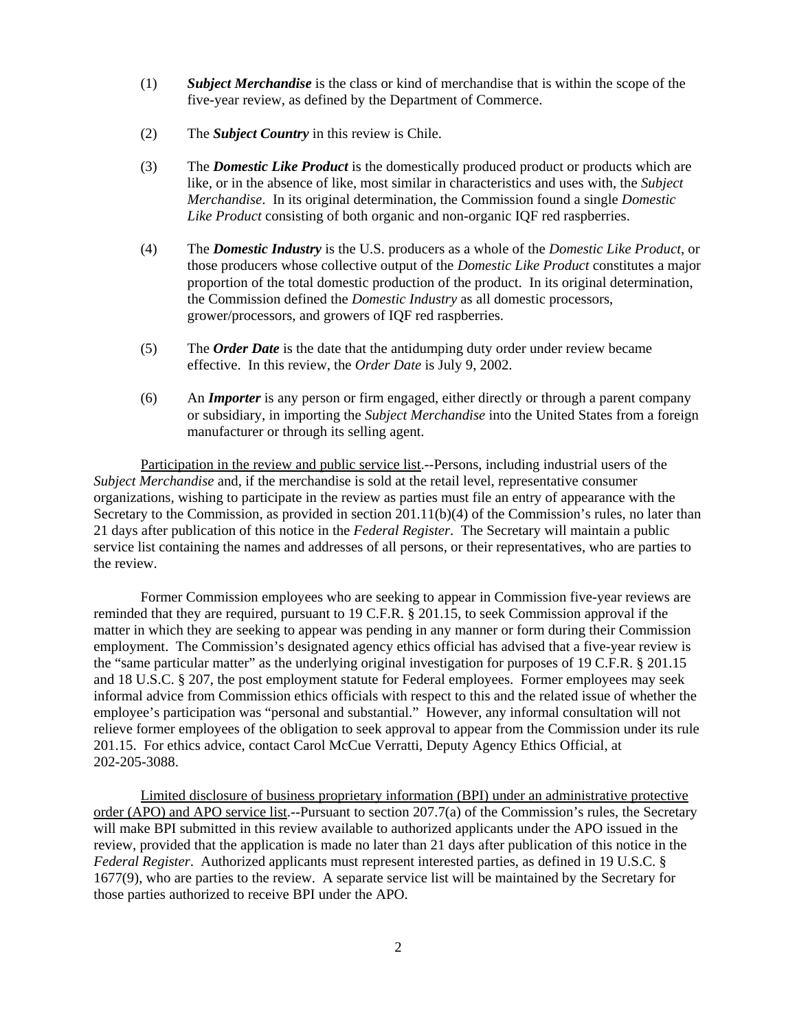(1) ***Subject Merchandise*** is the class or kind of merchandise that is within the scope of the five-year review, as defined by the Department of Commerce.

(2) The ***Subject Country*** in this review is Chile.

(3) The ***Domestic Like Product*** is the domestically produced product or products which are like, or in the absence of like, most similar in characteristics and uses with, the *Subject Merchandise*. In its original determination, the Commission found a single *Domestic Like Product* consisting of both organic and non-organic IQF red raspberries.

(4) The ***Domestic Industry*** is the U.S. producers as a whole of the *Domestic Like Product*, or those producers whose collective output of the *Domestic Like Product* constitutes a major proportion of the total domestic production of the product. In its original determination, the Commission defined the *Domestic Industry* as all domestic processors, grower/processors, and growers of IQF red raspberries.

(5) The ***Order Date*** is the date that the antidumping duty order under review became effective. In this review, the *Order Date* is July 9, 2002.

(6) An ***Importer*** is any person or firm engaged, either directly or through a parent company or subsidiary, in importing the *Subject Merchandise* into the United States from a foreign manufacturer or through its selling agent.

Participation in the review and public service list.--Persons, including industrial users of the *Subject Merchandise* and, if the merchandise is sold at the retail level, representative consumer organizations, wishing to participate in the review as parties must file an entry of appearance with the Secretary to the Commission, as provided in section 201.11(b)(4) of the Commission's rules, no later than 21 days after publication of this notice in the *Federal Register*. The Secretary will maintain a public service list containing the names and addresses of all persons, or their representatives, who are parties to the review.

Former Commission employees who are seeking to appear in Commission five-year reviews are reminded that they are required, pursuant to 19 C.F.R. § 201.15, to seek Commission approval if the matter in which they are seeking to appear was pending in any manner or form during their Commission employment. The Commission's designated agency ethics official has advised that a five-year review is the "same particular matter" as the underlying original investigation for purposes of 19 C.F.R. § 201.15 and 18 U.S.C. § 207, the post employment statute for Federal employees. Former employees may seek informal advice from Commission ethics officials with respect to this and the related issue of whether the employee's participation was "personal and substantial." However, any informal consultation will not relieve former employees of the obligation to seek approval to appear from the Commission under its rule 201.15. For ethics advice, contact Carol McCue Verratti, Deputy Agency Ethics Official, at 202-205-3088.

Limited disclosure of business proprietary information (BPI) under an administrative protective order (APO) and APO service list.--Pursuant to section 207.7(a) of the Commission's rules, the Secretary will make BPI submitted in this review available to authorized applicants under the APO issued in the review, provided that the application is made no later than 21 days after publication of this notice in the *Federal Register*. Authorized applicants must represent interested parties, as defined in 19 U.S.C. § 1677(9), who are parties to the review. A separate service list will be maintained by the Secretary for those parties authorized to receive BPI under the APO.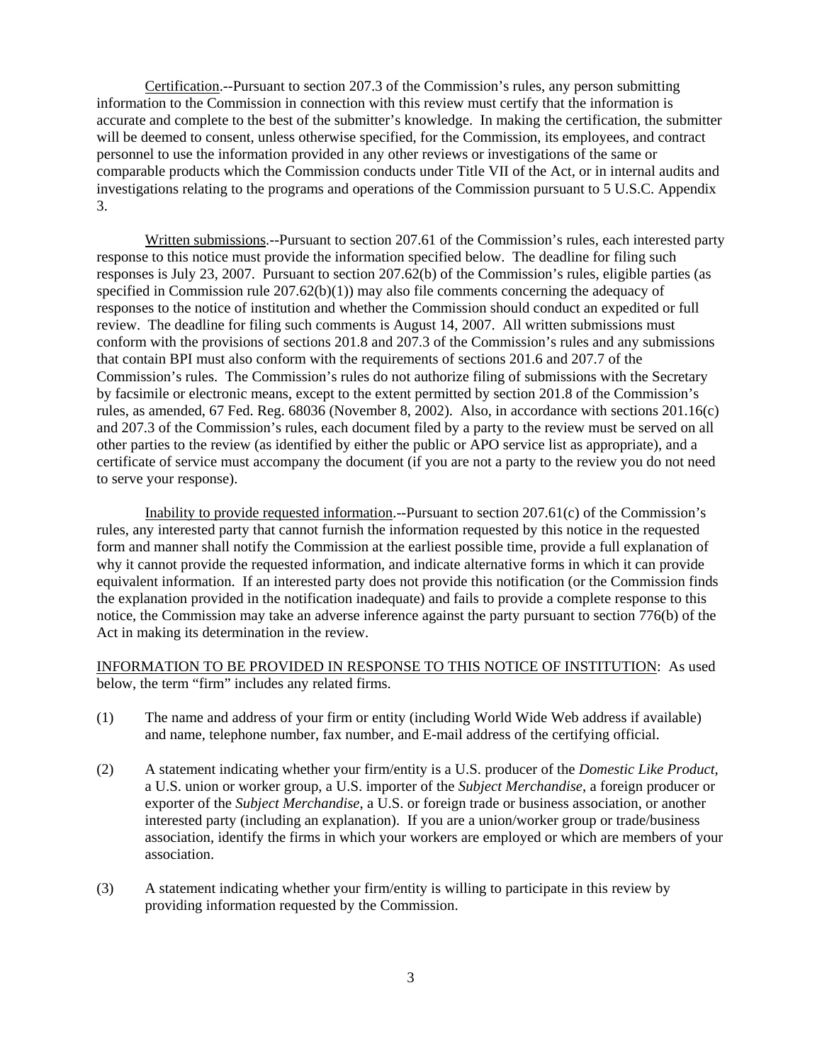Certification.--Pursuant to section 207.3 of the Commission's rules, any person submitting information to the Commission in connection with this review must certify that the information is accurate and complete to the best of the submitter's knowledge. In making the certification, the submitter will be deemed to consent, unless otherwise specified, for the Commission, its employees, and contract personnel to use the information provided in any other reviews or investigations of the same or comparable products which the Commission conducts under Title VII of the Act, or in internal audits and investigations relating to the programs and operations of the Commission pursuant to 5 U.S.C. Appendix 3.

Written submissions.--Pursuant to section 207.61 of the Commission's rules, each interested party response to this notice must provide the information specified below. The deadline for filing such responses is July 23, 2007. Pursuant to section 207.62(b) of the Commission's rules, eligible parties (as specified in Commission rule 207.62(b)(1)) may also file comments concerning the adequacy of responses to the notice of institution and whether the Commission should conduct an expedited or full review. The deadline for filing such comments is August 14, 2007. All written submissions must conform with the provisions of sections 201.8 and 207.3 of the Commission's rules and any submissions that contain BPI must also conform with the requirements of sections 201.6 and 207.7 of the Commission's rules. The Commission's rules do not authorize filing of submissions with the Secretary by facsimile or electronic means, except to the extent permitted by section 201.8 of the Commission's rules, as amended, 67 Fed. Reg. 68036 (November 8, 2002). Also, in accordance with sections 201.16(c) and 207.3 of the Commission's rules, each document filed by a party to the review must be served on all other parties to the review (as identified by either the public or APO service list as appropriate), and a certificate of service must accompany the document (if you are not a party to the review you do not need to serve your response).

Inability to provide requested information.--Pursuant to section 207.61(c) of the Commission's rules, any interested party that cannot furnish the information requested by this notice in the requested form and manner shall notify the Commission at the earliest possible time, provide a full explanation of why it cannot provide the requested information, and indicate alternative forms in which it can provide equivalent information. If an interested party does not provide this notification (or the Commission finds the explanation provided in the notification inadequate) and fails to provide a complete response to this notice, the Commission may take an adverse inference against the party pursuant to section 776(b) of the Act in making its determination in the review.

INFORMATION TO BE PROVIDED IN RESPONSE TO THIS NOTICE OF INSTITUTION: As used below, the term "firm" includes any related firms.

(1) The name and address of your firm or entity (including World Wide Web address if available) and name, telephone number, fax number, and E-mail address of the certifying official.

(2) A statement indicating whether your firm/entity is a U.S. producer of the *Domestic Like Product*, a U.S. union or worker group, a U.S. importer of the *Subject Merchandise*, a foreign producer or exporter of the *Subject Merchandise*, a U.S. or foreign trade or business association, or another interested party (including an explanation). If you are a union/worker group or trade/business association, identify the firms in which your workers are employed or which are members of your association.

(3) A statement indicating whether your firm/entity is willing to participate in this review by providing information requested by the Commission.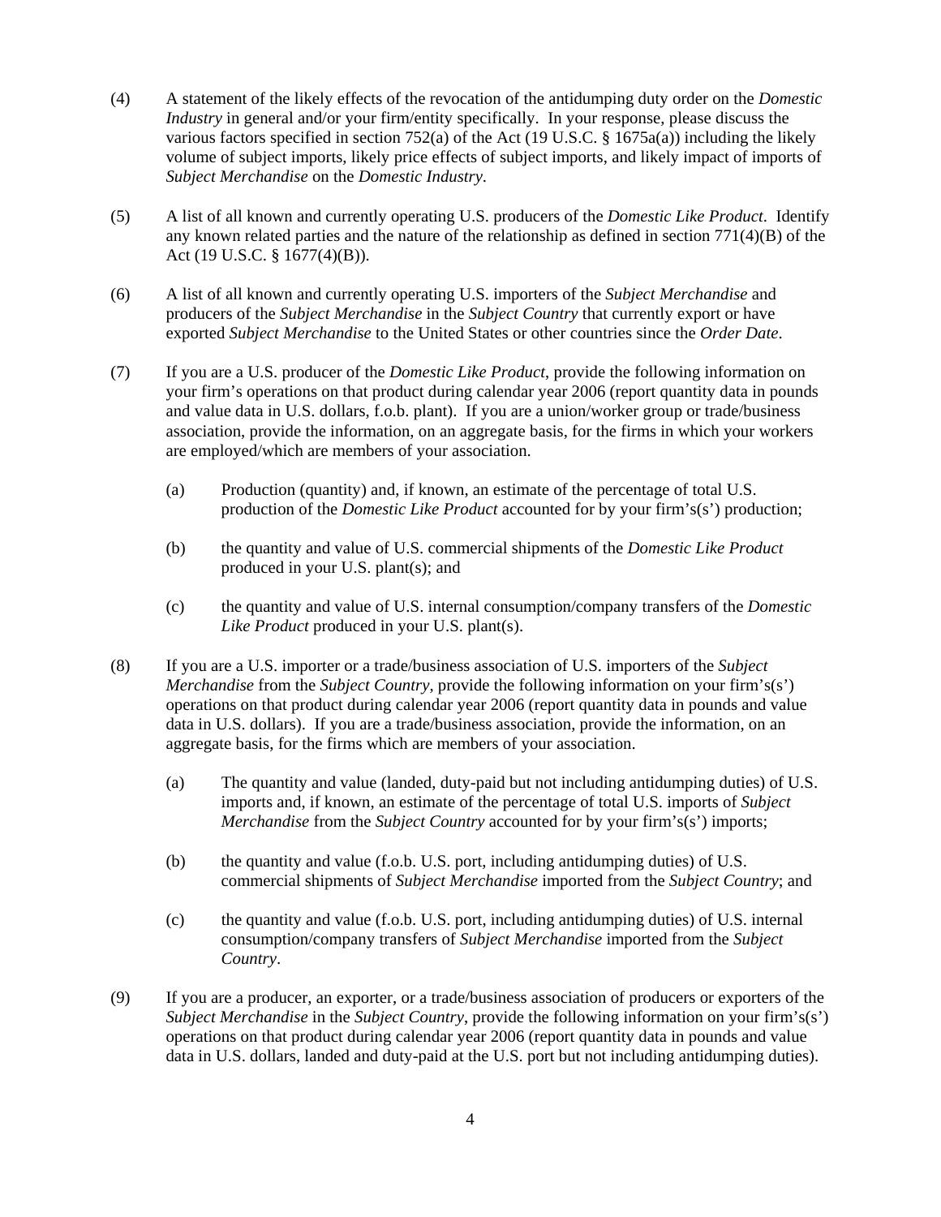(4) A statement of the likely effects of the revocation of the antidumping duty order on the *Domestic Industry* in general and/or your firm/entity specifically. In your response, please discuss the various factors specified in section 752(a) of the Act (19 U.S.C. § 1675a(a)) including the likely volume of subject imports, likely price effects of subject imports, and likely impact of imports of *Subject Merchandise* on the *Domestic Industry*.

(5) A list of all known and currently operating U.S. producers of the *Domestic Like Product*. Identify any known related parties and the nature of the relationship as defined in section 771(4)(B) of the Act (19 U.S.C. § 1677(4)(B)).

(6) A list of all known and currently operating U.S. importers of the *Subject Merchandise* and producers of the *Subject Merchandise* in the *Subject Country* that currently export or have exported *Subject Merchandise* to the United States or other countries since the *Order Date*.

(7) If you are a U.S. producer of the *Domestic Like Product*, provide the following information on your firm's operations on that product during calendar year 2006 (report quantity data in pounds and value data in U.S. dollars, f.o.b. plant). If you are a union/worker group or trade/business association, provide the information, on an aggregate basis, for the firms in which your workers are employed/which are members of your association.

  (a) Production (quantity) and, if known, an estimate of the percentage of total U.S. production of the *Domestic Like Product* accounted for by your firm's(s') production;

  (b) the quantity and value of U.S. commercial shipments of the *Domestic Like Product* produced in your U.S. plant(s); and

  (c) the quantity and value of U.S. internal consumption/company transfers of the *Domestic Like Product* produced in your U.S. plant(s).

(8) If you are a U.S. importer or a trade/business association of U.S. importers of the *Subject Merchandise* from the *Subject Country*, provide the following information on your firm's(s') operations on that product during calendar year 2006 (report quantity data in pounds and value data in U.S. dollars). If you are a trade/business association, provide the information, on an aggregate basis, for the firms which are members of your association.

  (a) The quantity and value (landed, duty-paid but not including antidumping duties) of U.S. imports and, if known, an estimate of the percentage of total U.S. imports of *Subject Merchandise* from the *Subject Country* accounted for by your firm's(s') imports;

  (b) the quantity and value (f.o.b. U.S. port, including antidumping duties) of U.S. commercial shipments of *Subject Merchandise* imported from the *Subject Country*; and

  (c) the quantity and value (f.o.b. U.S. port, including antidumping duties) of U.S. internal consumption/company transfers of *Subject Merchandise* imported from the *Subject Country*.

(9) If you are a producer, an exporter, or a trade/business association of producers or exporters of the *Subject Merchandise* in the *Subject Country*, provide the following information on your firm's(s') operations on that product during calendar year 2006 (report quantity data in pounds and value data in U.S. dollars, landed and duty-paid at the U.S. port but not including antidumping duties).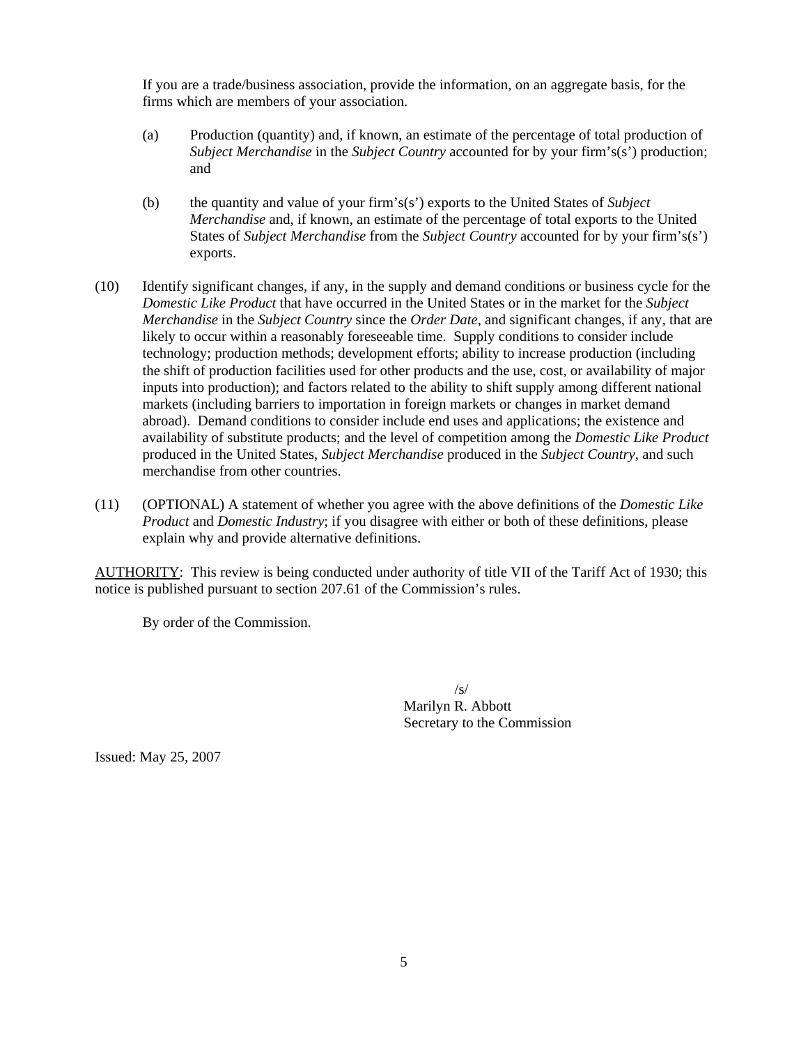If you are a trade/business association, provide the information, on an aggregate basis, for the firms which are members of your association.

(a) Production (quantity) and, if known, an estimate of the percentage of total production of *Subject Merchandise* in the *Subject Country* accounted for by your firm's(s') production; and

(b) the quantity and value of your firm's(s') exports to the United States of *Subject Merchandise* and, if known, an estimate of the percentage of total exports to the United States of *Subject Merchandise* from the *Subject Country* accounted for by your firm's(s') exports.

(10) Identify significant changes, if any, in the supply and demand conditions or business cycle for the *Domestic Like Product* that have occurred in the United States or in the market for the *Subject Merchandise* in the *Subject Country* since the *Order Date*, and significant changes, if any, that are likely to occur within a reasonably foreseeable time. Supply conditions to consider include technology; production methods; development efforts; ability to increase production (including the shift of production facilities used for other products and the use, cost, or availability of major inputs into production); and factors related to the ability to shift supply among different national markets (including barriers to importation in foreign markets or changes in market demand abroad). Demand conditions to consider include end uses and applications; the existence and availability of substitute products; and the level of competition among the *Domestic Like Product* produced in the United States, *Subject Merchandise* produced in the *Subject Country*, and such merchandise from other countries.

(11) (OPTIONAL) A statement of whether you agree with the above definitions of the *Domestic Like Product* and *Domestic Industry*; if you disagree with either or both of these definitions, please explain why and provide alternative definitions.

AUTHORITY: This review is being conducted under authority of title VII of the Tariff Act of 1930; this notice is published pursuant to section 207.61 of the Commission's rules.

By order of the Commission.

/s/
Marilyn R. Abbott
Secretary to the Commission

Issued: May 25, 2007